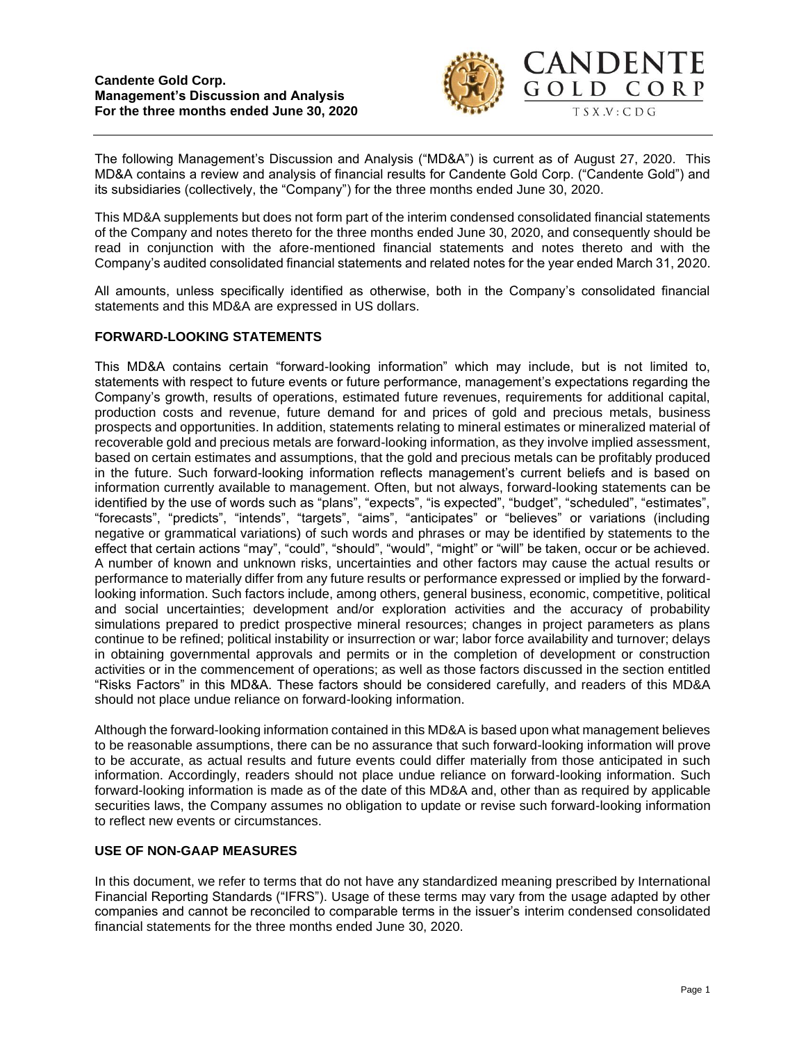**Candente Gold Corp.**
**Management's Discussion and Analysis**
**For the three months ended June 30, 2020**

The following Management's Discussion and Analysis ("MD&A") is current as of August 27, 2020. This MD&A contains a review and analysis of financial results for Candente Gold Corp. ("Candente Gold") and its subsidiaries (collectively, the "Company") for the three months ended June 30, 2020.

This MD&A supplements but does not form part of the interim condensed consolidated financial statements of the Company and notes thereto for the three months ended June 30, 2020, and consequently should be read in conjunction with the afore-mentioned financial statements and notes thereto and with the Company's audited consolidated financial statements and related notes for the year ended March 31, 2020.

All amounts, unless specifically identified as otherwise, both in the Company's consolidated financial statements and this MD&A are expressed in US dollars.

## FORWARD-LOOKING STATEMENTS

This MD&A contains certain "forward-looking information" which may include, but is not limited to, statements with respect to future events or future performance, management's expectations regarding the Company's growth, results of operations, estimated future revenues, requirements for additional capital, production costs and revenue, future demand for and prices of gold and precious metals, business prospects and opportunities. In addition, statements relating to mineral estimates or mineralized material of recoverable gold and precious metals are forward-looking information, as they involve implied assessment, based on certain estimates and assumptions, that the gold and precious metals can be profitably produced in the future. Such forward-looking information reflects management's current beliefs and is based on information currently available to management. Often, but not always, forward-looking statements can be identified by the use of words such as "plans", "expects", "is expected", "budget", "scheduled", "estimates", "forecasts", "predicts", "intends", "targets", "aims", "anticipates" or "believes" or variations (including negative or grammatical variations) of such words and phrases or may be identified by statements to the effect that certain actions "may", "could", "should", "would", "might" or "will" be taken, occur or be achieved. A number of known and unknown risks, uncertainties and other factors may cause the actual results or performance to materially differ from any future results or performance expressed or implied by the forward-looking information. Such factors include, among others, general business, economic, competitive, political and social uncertainties; development and/or exploration activities and the accuracy of probability simulations prepared to predict prospective mineral resources; changes in project parameters as plans continue to be refined; political instability or insurrection or war; labor force availability and turnover; delays in obtaining governmental approvals and permits or in the completion of development or construction activities or in the commencement of operations; as well as those factors discussed in the section entitled "Risks Factors" in this MD&A. These factors should be considered carefully, and readers of this MD&A should not place undue reliance on forward-looking information.

Although the forward-looking information contained in this MD&A is based upon what management believes to be reasonable assumptions, there can be no assurance that such forward-looking information will prove to be accurate, as actual results and future events could differ materially from those anticipated in such information. Accordingly, readers should not place undue reliance on forward-looking information. Such forward-looking information is made as of the date of this MD&A and, other than as required by applicable securities laws, the Company assumes no obligation to update or revise such forward-looking information to reflect new events or circumstances.

## USE OF NON-GAAP MEASURES

In this document, we refer to terms that do not have any standardized meaning prescribed by International Financial Reporting Standards ("IFRS"). Usage of these terms may vary from the usage adapted by other companies and cannot be reconciled to comparable terms in the issuer's interim condensed consolidated financial statements for the three months ended June 30, 2020.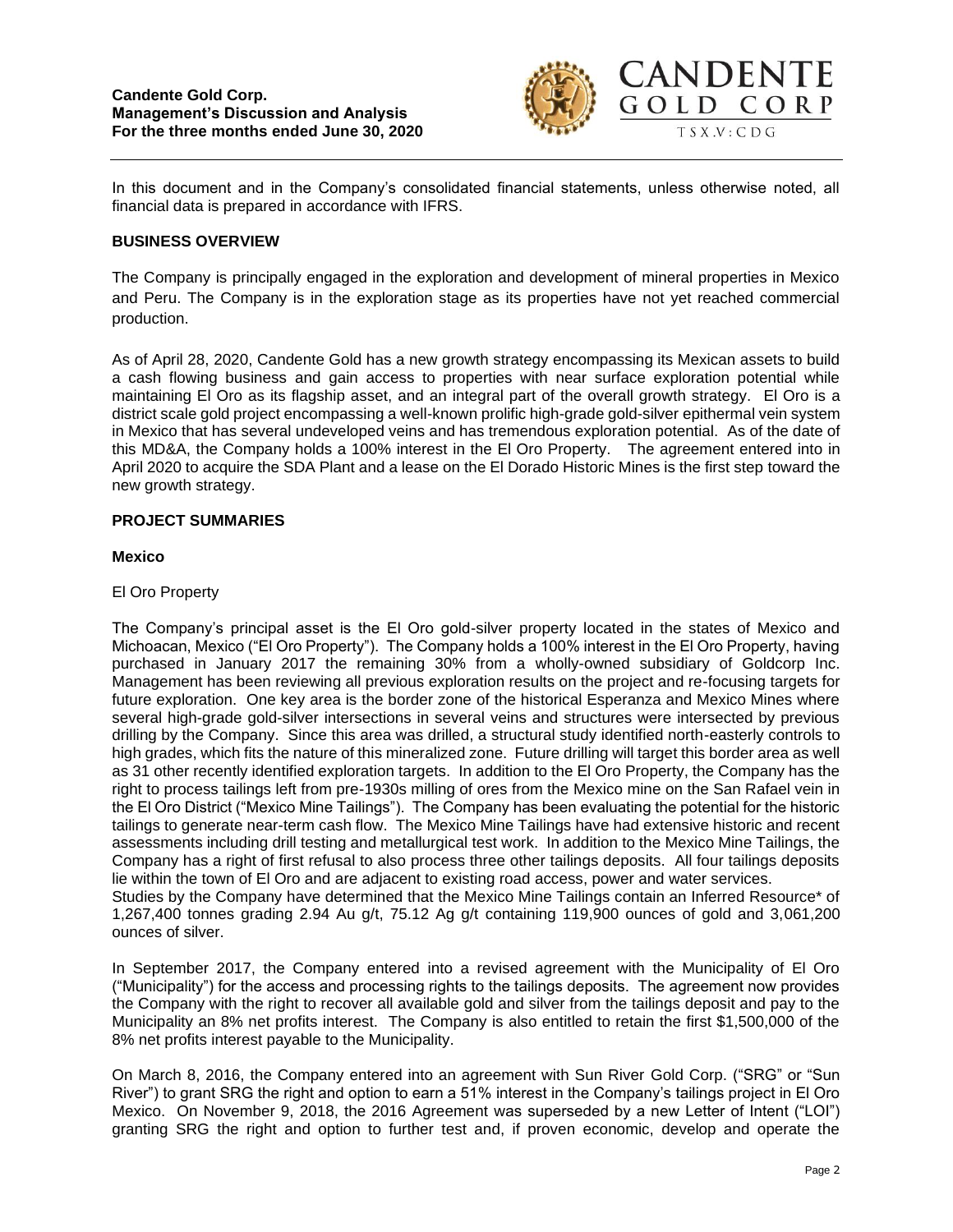In this document and in the Company's consolidated financial statements, unless otherwise noted, all financial data is prepared in accordance with IFRS.

## BUSINESS OVERVIEW

The Company is principally engaged in the exploration and development of mineral properties in Mexico and Peru. The Company is in the exploration stage as its properties have not yet reached commercial production.

As of April 28, 2020, Candente Gold has a new growth strategy encompassing its Mexican assets to build a cash flowing business and gain access to properties with near surface exploration potential while maintaining El Oro as its flagship asset, and an integral part of the overall growth strategy. El Oro is a district scale gold project encompassing a well-known prolific high-grade gold-silver epithermal vein system in Mexico that has several undeveloped veins and has tremendous exploration potential. As of the date of this MD&A, the Company holds a 100% interest in the El Oro Property. The agreement entered into in April 2020 to acquire the SDA Plant and a lease on the El Dorado Historic Mines is the first step toward the new growth strategy.

## PROJECT SUMMARIES

### Mexico

El Oro Property

The Company's principal asset is the El Oro gold-silver property located in the states of Mexico and Michoacan, Mexico ("El Oro Property"). The Company holds a 100% interest in the El Oro Property, having purchased in January 2017 the remaining 30% from a wholly-owned subsidiary of Goldcorp Inc. Management has been reviewing all previous exploration results on the project and re-focusing targets for future exploration. One key area is the border zone of the historical Esperanza and Mexico Mines where several high-grade gold-silver intersections in several veins and structures were intersected by previous drilling by the Company. Since this area was drilled, a structural study identified north-easterly controls to high grades, which fits the nature of this mineralized zone. Future drilling will target this border area as well as 31 other recently identified exploration targets. In addition to the El Oro Property, the Company has the right to process tailings left from pre-1930s milling of ores from the Mexico mine on the San Rafael vein in the El Oro District ("Mexico Mine Tailings"). The Company has been evaluating the potential for the historic tailings to generate near-term cash flow. The Mexico Mine Tailings have had extensive historic and recent assessments including drill testing and metallurgical test work. In addition to the Mexico Mine Tailings, the Company has a right of first refusal to also process three other tailings deposits. All four tailings deposits lie within the town of El Oro and are adjacent to existing road access, power and water services.
Studies by the Company have determined that the Mexico Mine Tailings contain an Inferred Resource* of 1,267,400 tonnes grading 2.94 Au g/t, 75.12 Ag g/t containing 119,900 ounces of gold and 3,061,200 ounces of silver.

In September 2017, the Company entered into a revised agreement with the Municipality of El Oro ("Municipality") for the access and processing rights to the tailings deposits. The agreement now provides the Company with the right to recover all available gold and silver from the tailings deposit and pay to the Municipality an 8% net profits interest. The Company is also entitled to retain the first $1,500,000 of the 8% net profits interest payable to the Municipality.

On March 8, 2016, the Company entered into an agreement with Sun River Gold Corp. ("SRG" or "Sun River") to grant SRG the right and option to earn a 51% interest in the Company's tailings project in El Oro Mexico. On November 9, 2018, the 2016 Agreement was superseded by a new Letter of Intent ("LOI") granting SRG the right and option to further test and, if proven economic, develop and operate the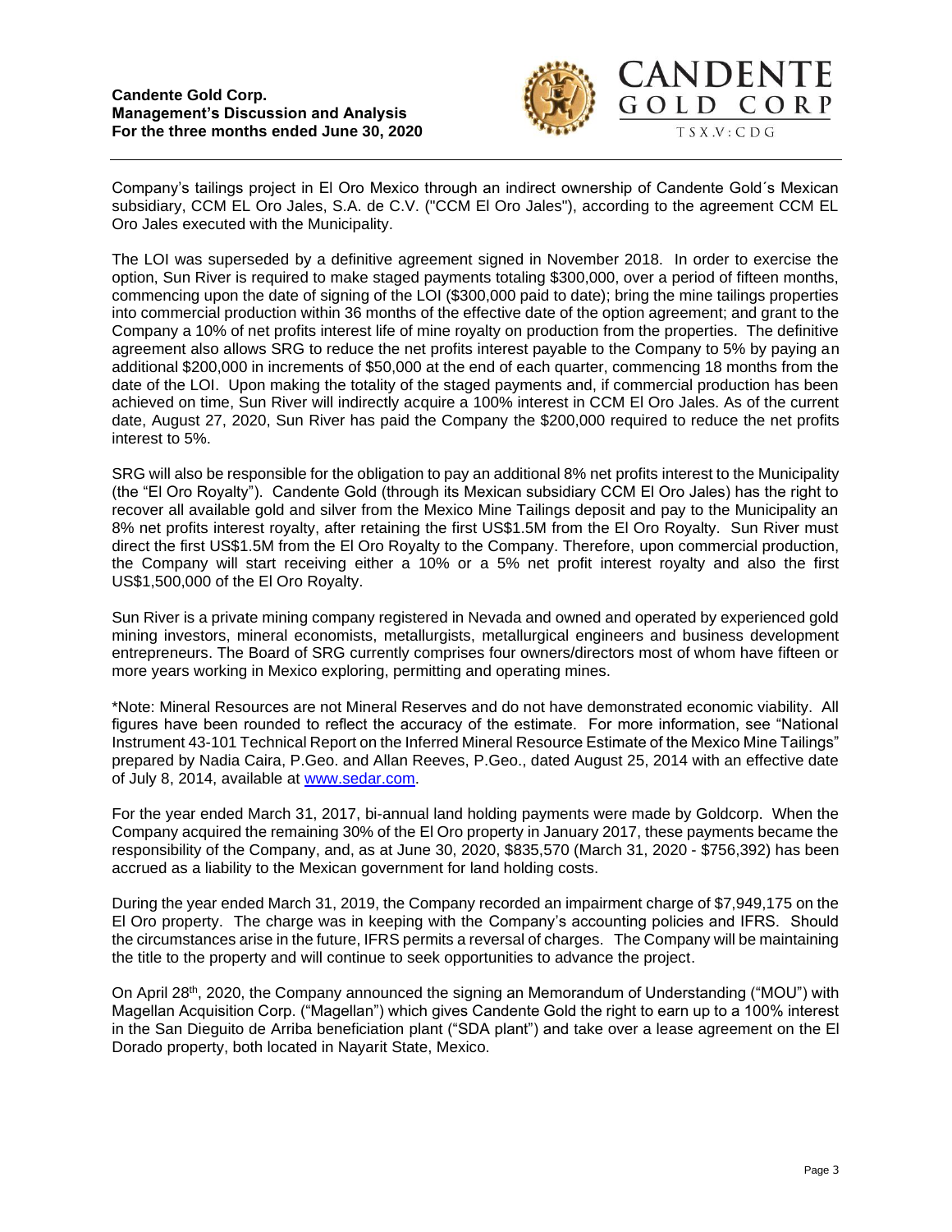Company's tailings project in El Oro Mexico through an indirect ownership of Candente Gold´s Mexican subsidiary, CCM EL Oro Jales, S.A. de C.V. ("CCM El Oro Jales"), according to the agreement CCM EL Oro Jales executed with the Municipality.

The LOI was superseded by a definitive agreement signed in November 2018. In order to exercise the option, Sun River is required to make staged payments totaling $300,000, over a period of fifteen months, commencing upon the date of signing of the LOI ($300,000 paid to date); bring the mine tailings properties into commercial production within 36 months of the effective date of the option agreement; and grant to the Company a 10% of net profits interest life of mine royalty on production from the properties. The definitive agreement also allows SRG to reduce the net profits interest payable to the Company to 5% by paying an additional $200,000 in increments of $50,000 at the end of each quarter, commencing 18 months from the date of the LOI. Upon making the totality of the staged payments and, if commercial production has been achieved on time, Sun River will indirectly acquire a 100% interest in CCM El Oro Jales. As of the current date, August 27, 2020, Sun River has paid the Company the $200,000 required to reduce the net profits interest to 5%.

SRG will also be responsible for the obligation to pay an additional 8% net profits interest to the Municipality (the "El Oro Royalty"). Candente Gold (through its Mexican subsidiary CCM El Oro Jales) has the right to recover all available gold and silver from the Mexico Mine Tailings deposit and pay to the Municipality an 8% net profits interest royalty, after retaining the first US$1.5M from the El Oro Royalty. Sun River must direct the first US$1.5M from the El Oro Royalty to the Company. Therefore, upon commercial production, the Company will start receiving either a 10% or a 5% net profit interest royalty and also the first US$1,500,000 of the El Oro Royalty.

Sun River is a private mining company registered in Nevada and owned and operated by experienced gold mining investors, mineral economists, metallurgists, metallurgical engineers and business development entrepreneurs. The Board of SRG currently comprises four owners/directors most of whom have fifteen or more years working in Mexico exploring, permitting and operating mines.

*Note: Mineral Resources are not Mineral Reserves and do not have demonstrated economic viability. All figures have been rounded to reflect the accuracy of the estimate. For more information, see "National Instrument 43-101 Technical Report on the Inferred Mineral Resource Estimate of the Mexico Mine Tailings" prepared by Nadia Caira, P.Geo. and Allan Reeves, P.Geo., dated August 25, 2014 with an effective date of July 8, 2014, available at www.sedar.com.

For the year ended March 31, 2017, bi-annual land holding payments were made by Goldcorp. When the Company acquired the remaining 30% of the El Oro property in January 2017, these payments became the responsibility of the Company, and, as at June 30, 2020, $835,570 (March 31, 2020 - $756,392) has been accrued as a liability to the Mexican government for land holding costs.

During the year ended March 31, 2019, the Company recorded an impairment charge of $7,949,175 on the El Oro property. The charge was in keeping with the Company's accounting policies and IFRS. Should the circumstances arise in the future, IFRS permits a reversal of charges. The Company will be maintaining the title to the property and will continue to seek opportunities to advance the project.

On April 28th, 2020, the Company announced the signing an Memorandum of Understanding ("MOU") with Magellan Acquisition Corp. ("Magellan") which gives Candente Gold the right to earn up to a 100% interest in the San Dieguito de Arriba beneficiation plant ("SDA plant") and take over a lease agreement on the El Dorado property, both located in Nayarit State, Mexico.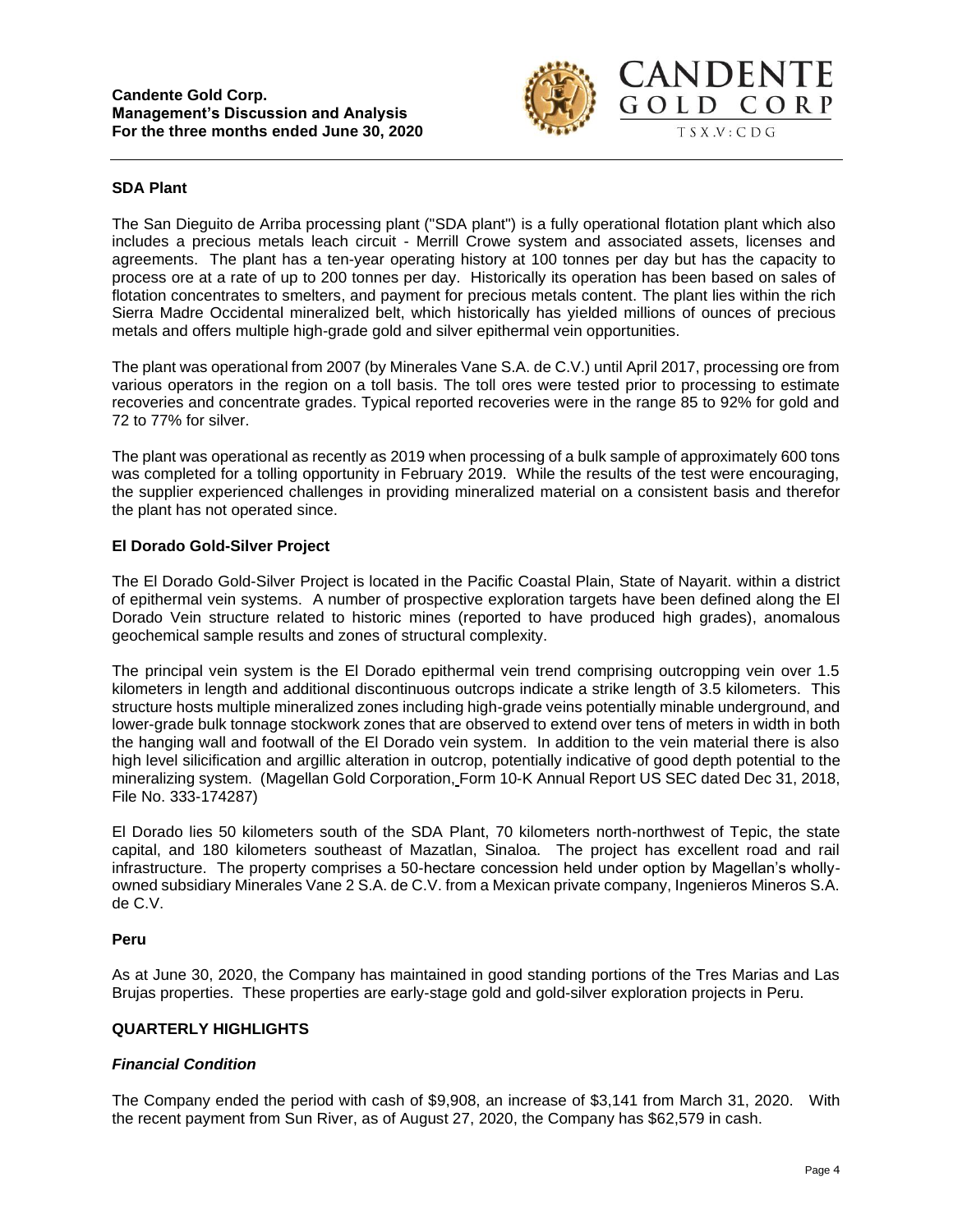### SDA Plant

The San Dieguito de Arriba processing plant ("SDA plant") is a fully operational flotation plant which also includes a precious metals leach circuit - Merrill Crowe system and associated assets, licenses and agreements. The plant has a ten-year operating history at 100 tonnes per day but has the capacity to process ore at a rate of up to 200 tonnes per day. Historically its operation has been based on sales of flotation concentrates to smelters, and payment for precious metals content. The plant lies within the rich Sierra Madre Occidental mineralized belt, which historically has yielded millions of ounces of precious metals and offers multiple high-grade gold and silver epithermal vein opportunities.

The plant was operational from 2007 (by Minerales Vane S.A. de C.V.) until April 2017, processing ore from various operators in the region on a toll basis. The toll ores were tested prior to processing to estimate recoveries and concentrate grades. Typical reported recoveries were in the range 85 to 92% for gold and 72 to 77% for silver.

The plant was operational as recently as 2019 when processing of a bulk sample of approximately 600 tons was completed for a tolling opportunity in February 2019. While the results of the test were encouraging, the supplier experienced challenges in providing mineralized material on a consistent basis and therefor the plant has not operated since.

### El Dorado Gold-Silver Project

The El Dorado Gold-Silver Project is located in the Pacific Coastal Plain, State of Nayarit. within a district of epithermal vein systems. A number of prospective exploration targets have been defined along the El Dorado Vein structure related to historic mines (reported to have produced high grades), anomalous geochemical sample results and zones of structural complexity.

The principal vein system is the El Dorado epithermal vein trend comprising outcropping vein over 1.5 kilometers in length and additional discontinuous outcrops indicate a strike length of 3.5 kilometers. This structure hosts multiple mineralized zones including high-grade veins potentially minable underground, and lower-grade bulk tonnage stockwork zones that are observed to extend over tens of meters in width in both the hanging wall and footwall of the El Dorado vein system. In addition to the vein material there is also high level silicification and argillic alteration in outcrop, potentially indicative of good depth potential to the mineralizing system. (Magellan Gold Corporation, Form 10-K Annual Report US SEC dated Dec 31, 2018, File No. 333-174287)

El Dorado lies 50 kilometers south of the SDA Plant, 70 kilometers north-northwest of Tepic, the state capital, and 180 kilometers southeast of Mazatlan, Sinaloa. The project has excellent road and rail infrastructure. The property comprises a 50-hectare concession held under option by Magellan's wholly-owned subsidiary Minerales Vane 2 S.A. de C.V. from a Mexican private company, Ingenieros Mineros S.A. de C.V.

### Peru

As at June 30, 2020, the Company has maintained in good standing portions of the Tres Marias and Las Brujas properties. These properties are early-stage gold and gold-silver exploration projects in Peru.

## QUARTERLY HIGHLIGHTS

### *Financial Condition*

The Company ended the period with cash of $9,908, an increase of $3,141 from March 31, 2020. With the recent payment from Sun River, as of August 27, 2020, the Company has $62,579 in cash.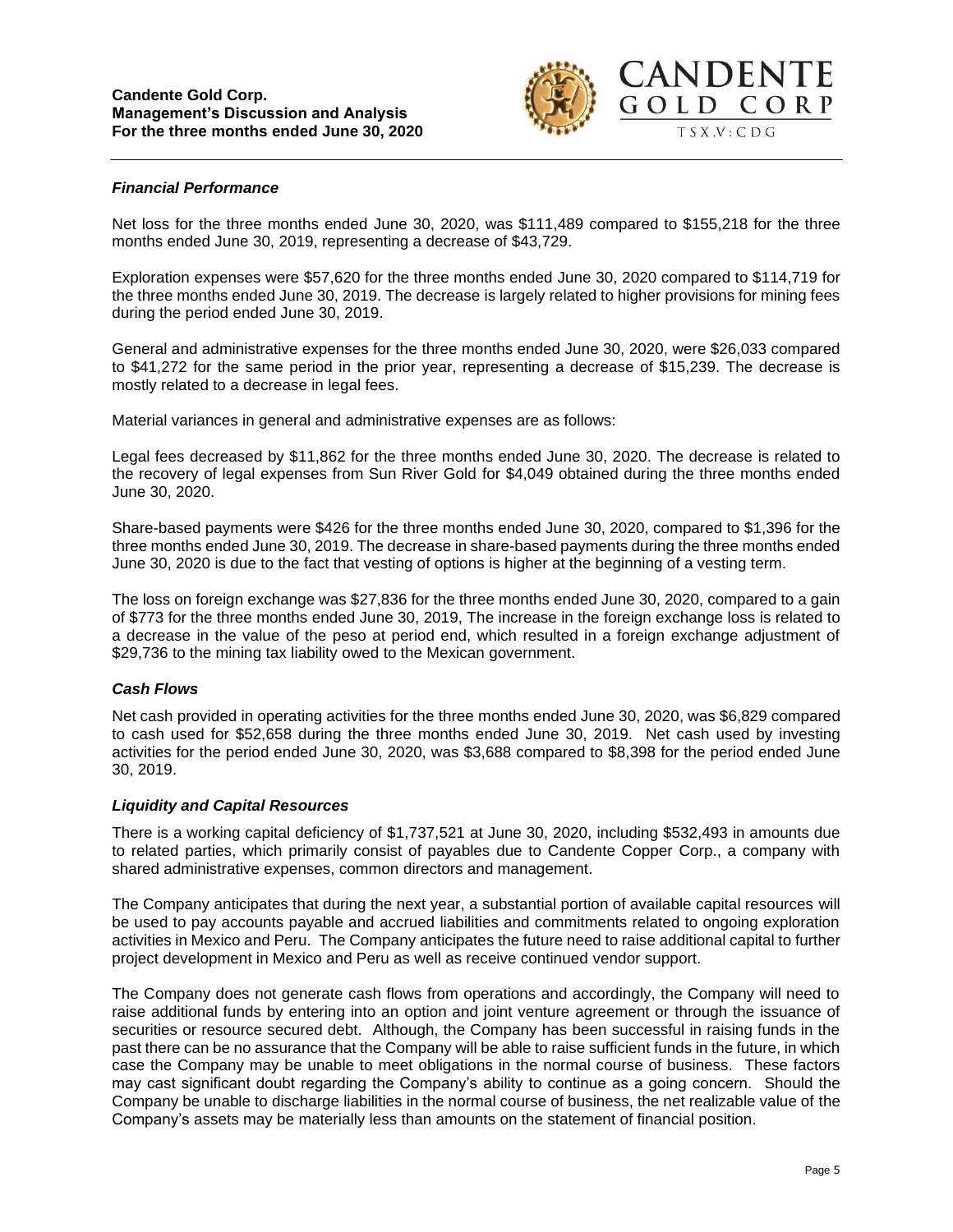### *Financial Performance*

Net loss for the three months ended June 30, 2020, was $111,489 compared to $155,218 for the three months ended June 30, 2019, representing a decrease of $43,729.

Exploration expenses were $57,620 for the three months ended June 30, 2020 compared to $114,719 for the three months ended June 30, 2019. The decrease is largely related to higher provisions for mining fees during the period ended June 30, 2019.

General and administrative expenses for the three months ended June 30, 2020, were $26,033 compared to $41,272 for the same period in the prior year, representing a decrease of $15,239. The decrease is mostly related to a decrease in legal fees.

Material variances in general and administrative expenses are as follows:

Legal fees decreased by $11,862 for the three months ended June 30, 2020. The decrease is related to the recovery of legal expenses from Sun River Gold for $4,049 obtained during the three months ended June 30, 2020.

Share-based payments were $426 for the three months ended June 30, 2020, compared to $1,396 for the three months ended June 30, 2019. The decrease in share-based payments during the three months ended June 30, 2020 is due to the fact that vesting of options is higher at the beginning of a vesting term.

The loss on foreign exchange was $27,836 for the three months ended June 30, 2020, compared to a gain of $773 for the three months ended June 30, 2019, The increase in the foreign exchange loss is related to a decrease in the value of the peso at period end, which resulted in a foreign exchange adjustment of $29,736 to the mining tax liability owed to the Mexican government.

### *Cash Flows*

Net cash provided in operating activities for the three months ended June 30, 2020, was $6,829 compared to cash used for $52,658 during the three months ended June 30, 2019. Net cash used by investing activities for the period ended June 30, 2020, was $3,688 compared to $8,398 for the period ended June 30, 2019.

### *Liquidity and Capital Resources*

There is a working capital deficiency of $1,737,521 at June 30, 2020, including $532,493 in amounts due to related parties, which primarily consist of payables due to Candente Copper Corp., a company with shared administrative expenses, common directors and management.

The Company anticipates that during the next year, a substantial portion of available capital resources will be used to pay accounts payable and accrued liabilities and commitments related to ongoing exploration activities in Mexico and Peru. The Company anticipates the future need to raise additional capital to further project development in Mexico and Peru as well as receive continued vendor support.

The Company does not generate cash flows from operations and accordingly, the Company will need to raise additional funds by entering into an option and joint venture agreement or through the issuance of securities or resource secured debt. Although, the Company has been successful in raising funds in the past there can be no assurance that the Company will be able to raise sufficient funds in the future, in which case the Company may be unable to meet obligations in the normal course of business. These factors may cast significant doubt regarding the Company's ability to continue as a going concern. Should the Company be unable to discharge liabilities in the normal course of business, the net realizable value of the Company's assets may be materially less than amounts on the statement of financial position.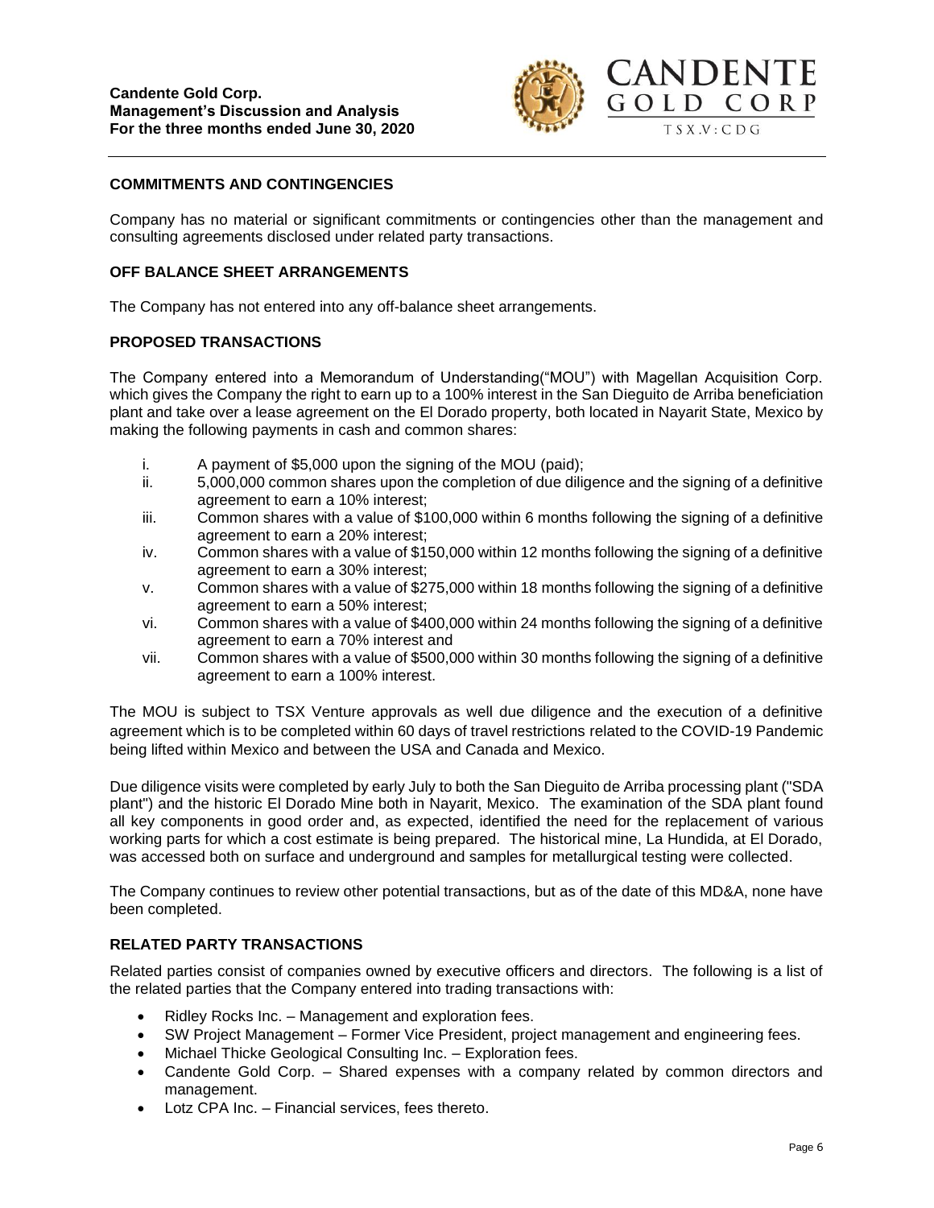## COMMITMENTS AND CONTINGENCIES

Company has no material or significant commitments or contingencies other than the management and consulting agreements disclosed under related party transactions.

## OFF BALANCE SHEET ARRANGEMENTS

The Company has not entered into any off-balance sheet arrangements.

## PROPOSED TRANSACTIONS

The Company entered into a Memorandum of Understanding("MOU") with Magellan Acquisition Corp. which gives the Company the right to earn up to a 100% interest in the San Dieguito de Arriba beneficiation plant and take over a lease agreement on the El Dorado property, both located in Nayarit State, Mexico by making the following payments in cash and common shares:

i. A payment of $5,000 upon the signing of the MOU (paid);
ii. 5,000,000 common shares upon the completion of due diligence and the signing of a definitive agreement to earn a 10% interest;
iii. Common shares with a value of $100,000 within 6 months following the signing of a definitive agreement to earn a 20% interest;
iv. Common shares with a value of $150,000 within 12 months following the signing of a definitive agreement to earn a 30% interest;
v. Common shares with a value of $275,000 within 18 months following the signing of a definitive agreement to earn a 50% interest;
vi. Common shares with a value of $400,000 within 24 months following the signing of a definitive agreement to earn a 70% interest and
vii. Common shares with a value of $500,000 within 30 months following the signing of a definitive agreement to earn a 100% interest.

The MOU is subject to TSX Venture approvals as well due diligence and the execution of a definitive agreement which is to be completed within 60 days of travel restrictions related to the COVID-19 Pandemic being lifted within Mexico and between the USA and Canada and Mexico.

Due diligence visits were completed by early July to both the San Dieguito de Arriba processing plant ("SDA plant") and the historic El Dorado Mine both in Nayarit, Mexico. The examination of the SDA plant found all key components in good order and, as expected, identified the need for the replacement of various working parts for which a cost estimate is being prepared. The historical mine, La Hundida, at El Dorado, was accessed both on surface and underground and samples for metallurgical testing were collected.

The Company continues to review other potential transactions, but as of the date of this MD&A, none have been completed.

## RELATED PARTY TRANSACTIONS

Related parties consist of companies owned by executive officers and directors. The following is a list of the related parties that the Company entered into trading transactions with:

- Ridley Rocks Inc. – Management and exploration fees.
- SW Project Management – Former Vice President, project management and engineering fees.
- Michael Thicke Geological Consulting Inc. – Exploration fees.
- Candente Gold Corp. – Shared expenses with a company related by common directors and management.
- Lotz CPA Inc. – Financial services, fees thereto.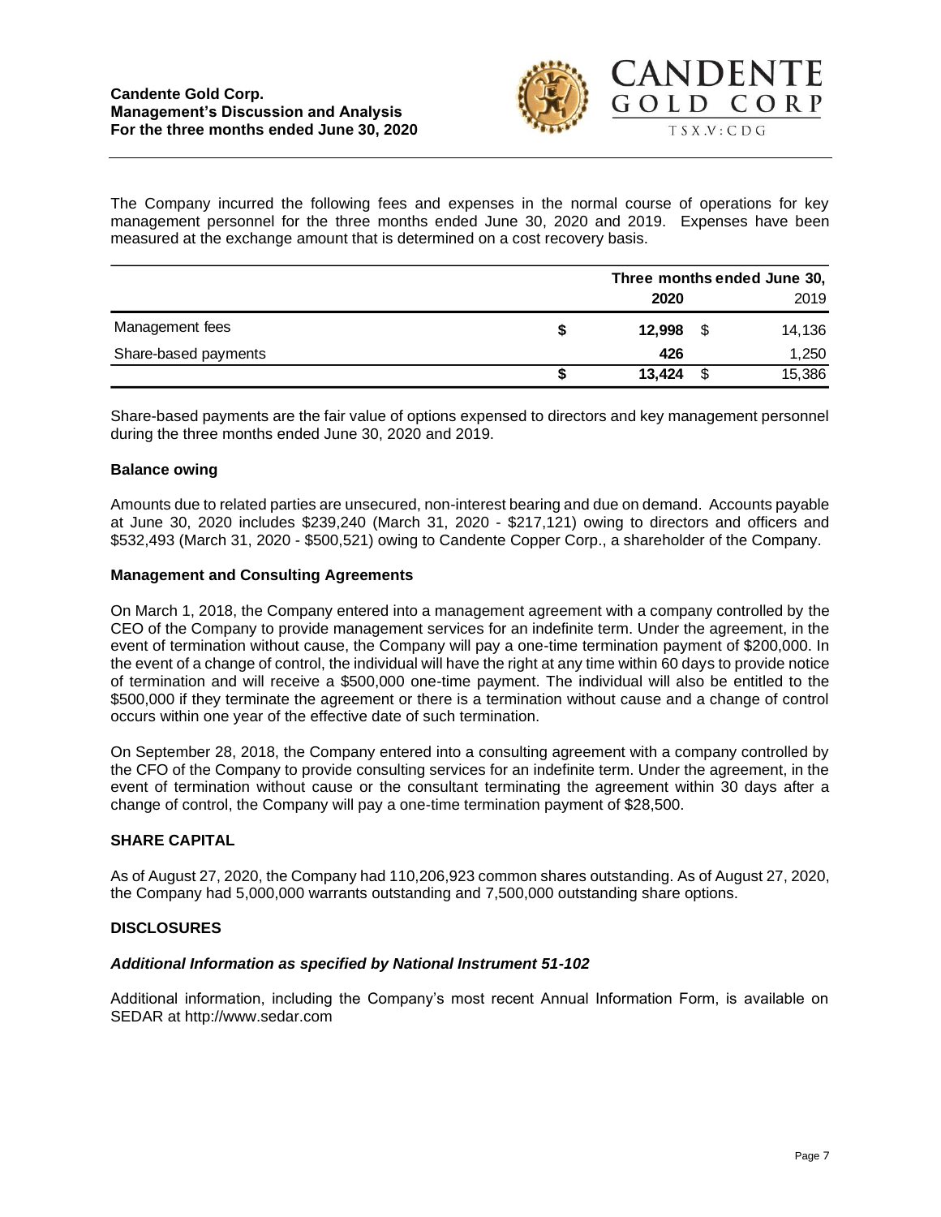The Company incurred the following fees and expenses in the normal course of operations for key management personnel for the three months ended June 30, 2020 and 2019. Expenses have been measured at the exchange amount that is determined on a cost recovery basis.

| | Three months ended June 30, | |
|---|---|---|
| | **2020** | 2019 |
| Management fees | **$ 12,998** | $ 14,136 |
| Share-based payments | **426** | 1,250 |
| | **$ 13,424** | $ 15,386 |

Share-based payments are the fair value of options expensed to directors and key management personnel during the three months ended June 30, 2020 and 2019.

### Balance owing

Amounts due to related parties are unsecured, non-interest bearing and due on demand. Accounts payable at June 30, 2020 includes $239,240 (March 31, 2020 - $217,121) owing to directors and officers and $532,493 (March 31, 2020 - $500,521) owing to Candente Copper Corp., a shareholder of the Company.

### Management and Consulting Agreements

On March 1, 2018, the Company entered into a management agreement with a company controlled by the CEO of the Company to provide management services for an indefinite term. Under the agreement, in the event of termination without cause, the Company will pay a one-time termination payment of $200,000. In the event of a change of control, the individual will have the right at any time within 60 days to provide notice of termination and will receive a $500,000 one-time payment. The individual will also be entitled to the $500,000 if they terminate the agreement or there is a termination without cause and a change of control occurs within one year of the effective date of such termination.

On September 28, 2018, the Company entered into a consulting agreement with a company controlled by the CFO of the Company to provide consulting services for an indefinite term. Under the agreement, in the event of termination without cause or the consultant terminating the agreement within 30 days after a change of control, the Company will pay a one-time termination payment of $28,500.

## SHARE CAPITAL

As of August 27, 2020, the Company had 110,206,923 common shares outstanding. As of August 27, 2020, the Company had 5,000,000 warrants outstanding and 7,500,000 outstanding share options.

## DISCLOSURES

### *Additional Information as specified by National Instrument 51-102*

Additional information, including the Company's most recent Annual Information Form, is available on SEDAR at http://www.sedar.com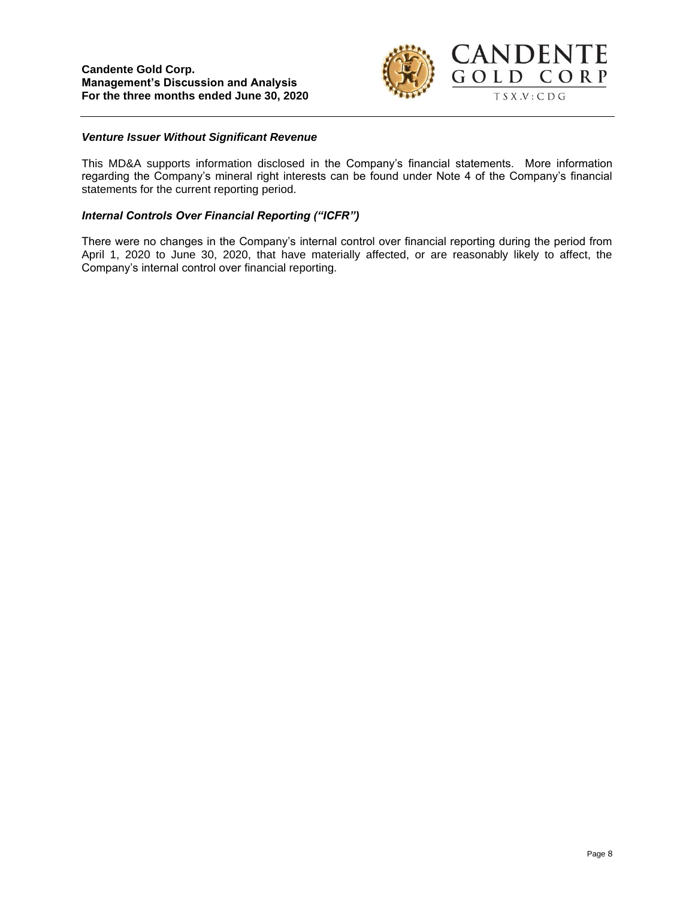### *Venture Issuer Without Significant Revenue*

This MD&A supports information disclosed in the Company's financial statements. More information regarding the Company's mineral right interests can be found under Note 4 of the Company's financial statements for the current reporting period.

### *Internal Controls Over Financial Reporting ("ICFR")*

There were no changes in the Company's internal control over financial reporting during the period from April 1, 2020 to June 30, 2020, that have materially affected, or are reasonably likely to affect, the Company's internal control over financial reporting.